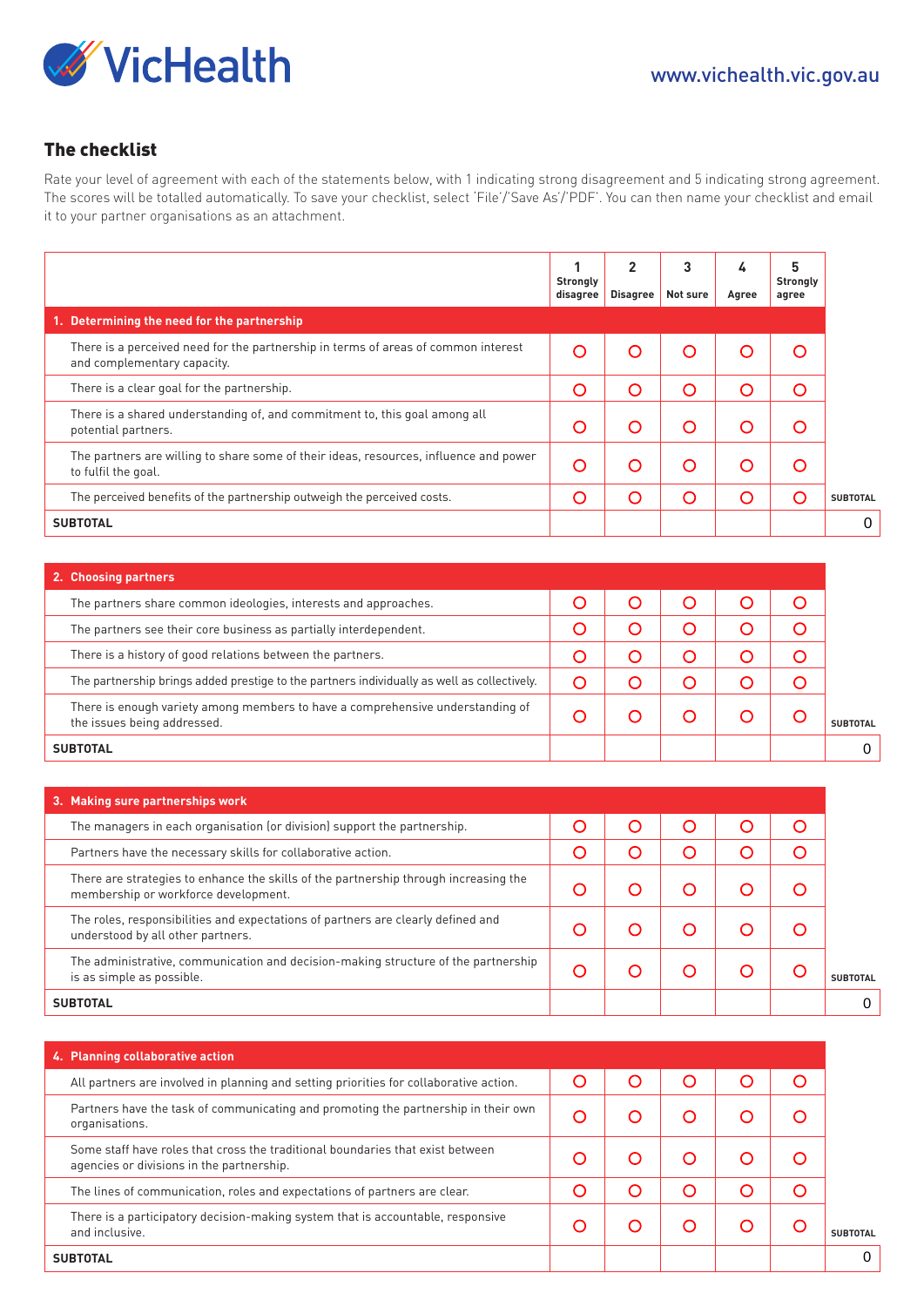VicHealth

www.vichealth.vic.gov.au

## The checklist

Rate your level of agreement with each of the statements below, with 1 indicating strong disagreement and 5 indicating strong agreement. The scores will be totalled automatically. To save your checklist, select 'File'/'Save As'/'PDF'. You can then name your checklist and email it to your partner organisations as an attachment.

| | 1 Strongly disagree | 2 Disagree | 3 Not sure | 4 Agree | 5 Strongly agree | |
|---|---|---|---|---|---|---|
| **1. Determining the need for the partnership** | | | | | | |
| There is a perceived need for the partnership in terms of areas of common interest and complementary capacity. | ○ | ○ | ○ | ○ | ○ | |
| There is a clear goal for the partnership. | ○ | ○ | ○ | ○ | ○ | |
| There is a shared understanding of, and commitment to, this goal among all potential partners. | ○ | ○ | ○ | ○ | ○ | |
| The partners are willing to share some of their ideas, resources, influence and power to fulfil the goal. | ○ | ○ | ○ | ○ | ○ | |
| The perceived benefits of the partnership outweigh the perceived costs. | ○ | ○ | ○ | ○ | ○ | SUBTOTAL |
| **SUBTOTAL** | | | | | | 0 |

| | 1 Strongly disagree | 2 Disagree | 3 Not sure | 4 Agree | 5 Strongly agree | |
|---|---|---|---|---|---|---|
| **2. Choosing partners** | | | | | | |
| The partners share common ideologies, interests and approaches. | ○ | ○ | ○ | ○ | ○ | |
| The partners see their core business as partially interdependent. | ○ | ○ | ○ | ○ | ○ | |
| There is a history of good relations between the partners. | ○ | ○ | ○ | ○ | ○ | |
| The partnership brings added prestige to the partners individually as well as collectively. | ○ | ○ | ○ | ○ | ○ | |
| There is enough variety among members to have a comprehensive understanding of the issues being addressed. | ○ | ○ | ○ | ○ | ○ | SUBTOTAL |
| **SUBTOTAL** | | | | | | 0 |

| | 1 Strongly disagree | 2 Disagree | 3 Not sure | 4 Agree | 5 Strongly agree | |
|---|---|---|---|---|---|---|
| **3. Making sure partnerships work** | | | | | | |
| The managers in each organisation (or division) support the partnership. | ○ | ○ | ○ | ○ | ○ | |
| Partners have the necessary skills for collaborative action. | ○ | ○ | ○ | ○ | ○ | |
| There are strategies to enhance the skills of the partnership through increasing the membership or workforce development. | ○ | ○ | ○ | ○ | ○ | |
| The roles, responsibilities and expectations of partners are clearly defined and understood by all other partners. | ○ | ○ | ○ | ○ | ○ | |
| The administrative, communication and decision-making structure of the partnership is as simple as possible. | ○ | ○ | ○ | ○ | ○ | SUBTOTAL |
| **SUBTOTAL** | | | | | | 0 |

| | 1 Strongly disagree | 2 Disagree | 3 Not sure | 4 Agree | 5 Strongly agree | |
|---|---|---|---|---|---|---|
| **4. Planning collaborative action** | | | | | | |
| All partners are involved in planning and setting priorities for collaborative action. | ○ | ○ | ○ | ○ | ○ | |
| Partners have the task of communicating and promoting the partnership in their own organisations. | ○ | ○ | ○ | ○ | ○ | |
| Some staff have roles that cross the traditional boundaries that exist between agencies or divisions in the partnership. | ○ | ○ | ○ | ○ | ○ | |
| The lines of communication, roles and expectations of partners are clear. | ○ | ○ | ○ | ○ | ○ | |
| There is a participatory decision-making system that is accountable, responsive and inclusive. | ○ | ○ | ○ | ○ | ○ | SUBTOTAL |
| **SUBTOTAL** | | | | | | 0 |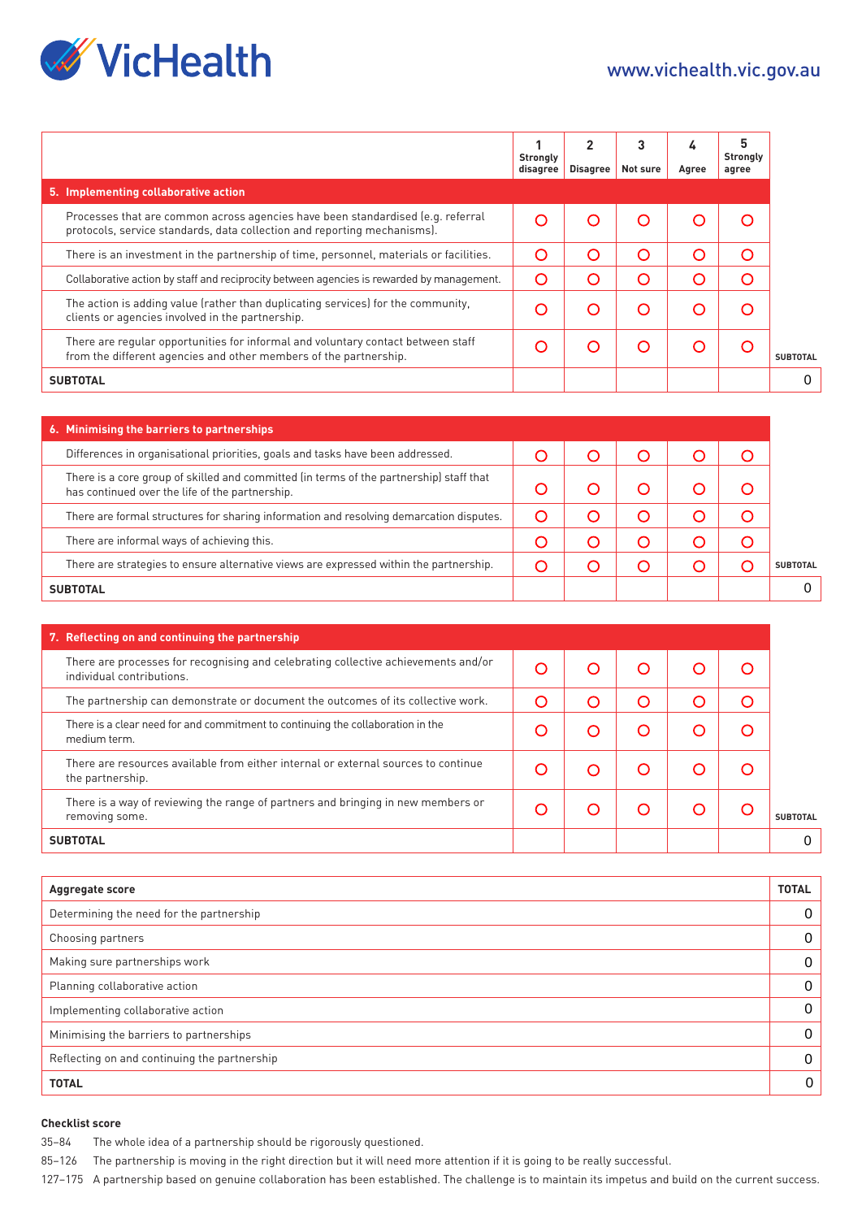| | 1 Strongly disagree | 2 Disagree | 3 Not sure | 4 Agree | 5 Strongly agree | |
|---|---|---|---|---|---|---|
| **5. Implementing collaborative action** | | | | | | |
| Processes that are common across agencies have been standardised (e.g. referral protocols, service standards, data collection and reporting mechanisms). | ○ | ○ | ○ | ○ | ○ | |
| There is an investment in the partnership of time, personnel, materials or facilities. | ○ | ○ | ○ | ○ | ○ | |
| Collaborative action by staff and reciprocity between agencies is rewarded by management. | ○ | ○ | ○ | ○ | ○ | |
| The action is adding value (rather than duplicating services) for the community, clients or agencies involved in the partnership. | ○ | ○ | ○ | ○ | ○ | |
| There are regular opportunities for informal and voluntary contact between staff from the different agencies and other members of the partnership. | ○ | ○ | ○ | ○ | ○ | **SUBTOTAL** |
| **SUBTOTAL** | | | | | | 0 |

| | | | | | | |
|---|---|---|---|---|---|---|
| **6. Minimising the barriers to partnerships** | | | | | | |
| Differences in organisational priorities, goals and tasks have been addressed. | ○ | ○ | ○ | ○ | ○ | |
| There is a core group of skilled and committed (in terms of the partnership) staff that has continued over the life of the partnership. | ○ | ○ | ○ | ○ | ○ | |
| There are formal structures for sharing information and resolving demarcation disputes. | ○ | ○ | ○ | ○ | ○ | |
| There are informal ways of achieving this. | ○ | ○ | ○ | ○ | ○ | |
| There are strategies to ensure alternative views are expressed within the partnership. | ○ | ○ | ○ | ○ | ○ | **SUBTOTAL** |
| **SUBTOTAL** | | | | | | 0 |

| | | | | | | |
|---|---|---|---|---|---|---|
| **7. Reflecting on and continuing the partnership** | | | | | | |
| There are processes for recognising and celebrating collective achievements and/or individual contributions. | ○ | ○ | ○ | ○ | ○ | |
| The partnership can demonstrate or document the outcomes of its collective work. | ○ | ○ | ○ | ○ | ○ | |
| There is a clear need for and commitment to continuing the collaboration in the medium term. | ○ | ○ | ○ | ○ | ○ | |
| There are resources available from either internal or external sources to continue the partnership. | ○ | ○ | ○ | ○ | ○ | |
| There is a way of reviewing the range of partners and bringing in new members or removing some. | ○ | ○ | ○ | ○ | ○ | **SUBTOTAL** |
| **SUBTOTAL** | | | | | | 0 |

| Aggregate score | TOTAL |
|---|---|
| Determining the need for the partnership | 0 |
| Choosing partners | 0 |
| Making sure partnerships work | 0 |
| Planning collaborative action | 0 |
| Implementing collaborative action | 0 |
| Minimising the barriers to partnerships | 0 |
| Reflecting on and continuing the partnership | 0 |
| **TOTAL** | 0 |

**Checklist score**

35–84 The whole idea of a partnership should be rigorously questioned.

85–126 The partnership is moving in the right direction but it will need more attention if it is going to be really successful.

127–175 A partnership based on genuine collaboration has been established. The challenge is to maintain its impetus and build on the current success.